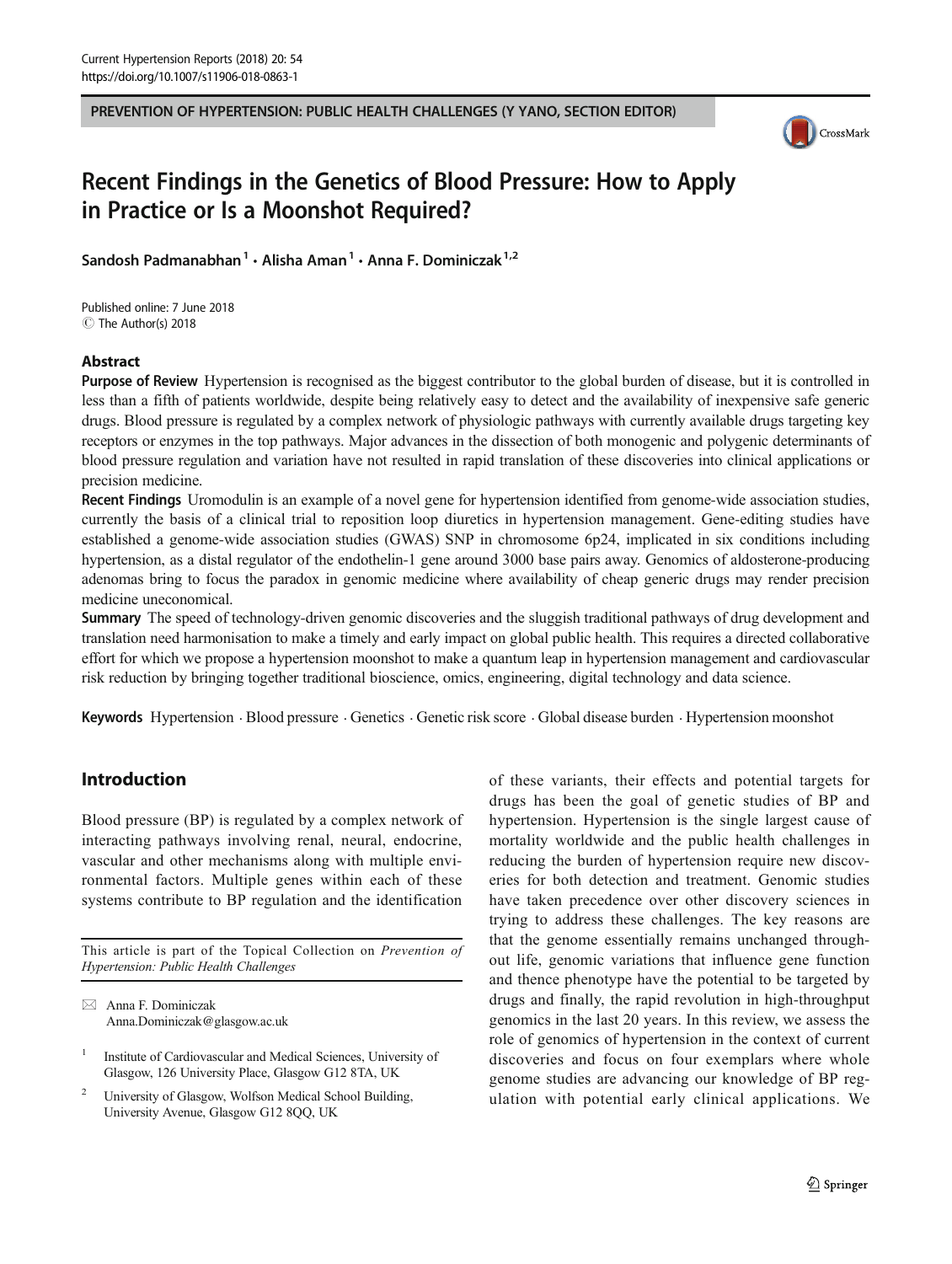PREVENTION OF HYPERTENSION: PUBLIC HEALTH CHALLENGES (Y YANO, SECTION EDITOR)

# Recent Findings in the Genetics of Blood Pressure: How to Apply in Practice or Is a Moonshot Required?

Sandosh Padmanabhan[1] · Alisha Aman[1] · Anna F. Dominiczak[1,2]

Published online: 7 June 2018
© The Author(s) 2018

## Abstract

**Purpose of Review** Hypertension is recognised as the biggest contributor to the global burden of disease, but it is controlled in less than a fifth of patients worldwide, despite being relatively easy to detect and the availability of inexpensive safe generic drugs. Blood pressure is regulated by a complex network of physiologic pathways with currently available drugs targeting key receptors or enzymes in the top pathways. Major advances in the dissection of both monogenic and polygenic determinants of blood pressure regulation and variation have not resulted in rapid translation of these discoveries into clinical applications or precision medicine.

**Recent Findings** Uromodulin is an example of a novel gene for hypertension identified from genome-wide association studies, currently the basis of a clinical trial to reposition loop diuretics in hypertension management. Gene-editing studies have established a genome-wide association studies (GWAS) SNP in chromosome 6p24, implicated in six conditions including hypertension, as a distal regulator of the endothelin-1 gene around 3000 base pairs away. Genomics of aldosterone-producing adenomas bring to focus the paradox in genomic medicine where availability of cheap generic drugs may render precision medicine uneconomical.

**Summary** The speed of technology-driven genomic discoveries and the sluggish traditional pathways of drug development and translation need harmonisation to make a timely and early impact on global public health. This requires a directed collaborative effort for which we propose a hypertension moonshot to make a quantum leap in hypertension management and cardiovascular risk reduction by bringing together traditional bioscience, omics, engineering, digital technology and data science.

**Keywords** Hypertension · Blood pressure · Genetics · Genetic risk score · Global disease burden · Hypertension moonshot

## Introduction

Blood pressure (BP) is regulated by a complex network of interacting pathways involving renal, neural, endocrine, vascular and other mechanisms along with multiple environmental factors. Multiple genes within each of these systems contribute to BP regulation and the identification of these variants, their effects and potential targets for drugs has been the goal of genetic studies of BP and hypertension. Hypertension is the single largest cause of mortality worldwide and the public health challenges in reducing the burden of hypertension require new discoveries for both detection and treatment. Genomic studies have taken precedence over other discovery sciences in trying to address these challenges. The key reasons are that the genome essentially remains unchanged throughout life, genomic variations that influence gene function and thence phenotype have the potential to be targeted by drugs and finally, the rapid revolution in high-throughput genomics in the last 20 years. In this review, we assess the role of genomics of hypertension in the context of current discoveries and focus on four exemplars where whole genome studies are advancing our knowledge of BP regulation with potential early clinical applications. We

This article is part of the Topical Collection on *Prevention of Hypertension: Public Health Challenges*

✉ Anna F. Dominiczak
Anna.Dominiczak@glasgow.ac.uk

[1] Institute of Cardiovascular and Medical Sciences, University of Glasgow, 126 University Place, Glasgow G12 8TA, UK

[2] University of Glasgow, Wolfson Medical School Building, University Avenue, Glasgow G12 8QQ, UK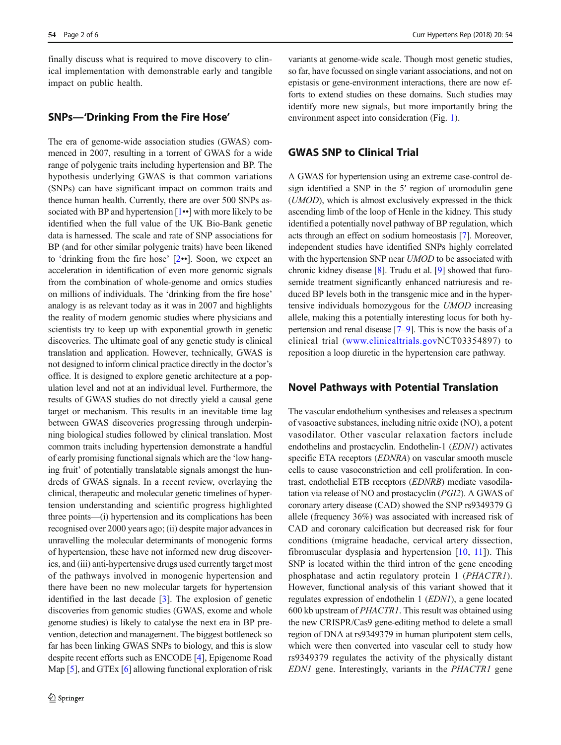finally discuss what is required to move discovery to clinical implementation with demonstrable early and tangible impact on public health.

## SNPs—'Drinking From the Fire Hose'

The era of genome-wide association studies (GWAS) commenced in 2007, resulting in a torrent of GWAS for a wide range of polygenic traits including hypertension and BP. The hypothesis underlying GWAS is that common variations (SNPs) can have significant impact on common traits and thence human health. Currently, there are over 500 SNPs associated with BP and hypertension [1••] with more likely to be identified when the full value of the UK Bio-Bank genetic data is harnessed. The scale and rate of SNP associations for BP (and for other similar polygenic traits) have been likened to 'drinking from the fire hose' [2••]. Soon, we expect an acceleration in identification of even more genomic signals from the combination of whole-genome and omics studies on millions of individuals. The 'drinking from the fire hose' analogy is as relevant today as it was in 2007 and highlights the reality of modern genomic studies where physicians and scientists try to keep up with exponential growth in genetic discoveries. The ultimate goal of any genetic study is clinical translation and application. However, technically, GWAS is not designed to inform clinical practice directly in the doctor's office. It is designed to explore genetic architecture at a population level and not at an individual level. Furthermore, the results of GWAS studies do not directly yield a causal gene target or mechanism. This results in an inevitable time lag between GWAS discoveries progressing through underpinning biological studies followed by clinical translation. Most common traits including hypertension demonstrate a handful of early promising functional signals which are the 'low hanging fruit' of potentially translatable signals amongst the hundreds of GWAS signals. In a recent review, overlaying the clinical, therapeutic and molecular genetic timelines of hypertension understanding and scientific progress highlighted three points—(i) hypertension and its complications has been recognised over 2000 years ago; (ii) despite major advances in unravelling the molecular determinants of monogenic forms of hypertension, these have not informed new drug discoveries, and (iii) anti-hypertensive drugs used currently target most of the pathways involved in monogenic hypertension and there have been no new molecular targets for hypertension identified in the last decade [3]. The explosion of genetic discoveries from genomic studies (GWAS, exome and whole genome studies) is likely to catalyse the next era in BP prevention, detection and management. The biggest bottleneck so far has been linking GWAS SNPs to biology, and this is slow despite recent efforts such as ENCODE [4], Epigenome Road Map [5], and GTEx [6] allowing functional exploration of risk variants at genome-wide scale. Though most genetic studies, so far, have focussed on single variant associations, and not on epistasis or gene-environment interactions, there are now efforts to extend studies on these domains. Such studies may identify more new signals, but more importantly bring the environment aspect into consideration (Fig. 1).

## GWAS SNP to Clinical Trial

A GWAS for hypertension using an extreme case-control design identified a SNP in the 5′ region of uromodulin gene (*UMOD*), which is almost exclusively expressed in the thick ascending limb of the loop of Henle in the kidney. This study identified a potentially novel pathway of BP regulation, which acts through an effect on sodium homeostasis [7]. Moreover, independent studies have identified SNPs highly correlated with the hypertension SNP near *UMOD* to be associated with chronic kidney disease [8]. Trudu et al. [9] showed that furosemide treatment significantly enhanced natriuresis and reduced BP levels both in the transgenic mice and in the hypertensive individuals homozygous for the *UMOD* increasing allele, making this a potentially interesting locus for both hypertension and renal disease [7–9]. This is now the basis of a clinical trial (www.clinicaltrials.govNCT03354897) to reposition a loop diuretic in the hypertension care pathway.

## Novel Pathways with Potential Translation

The vascular endothelium synthesises and releases a spectrum of vasoactive substances, including nitric oxide (NO), a potent vasodilator. Other vascular relaxation factors include endothelins and prostacyclin. Endothelin-1 (*EDN1*) activates specific ETA receptors (*EDNRA*) on vascular smooth muscle cells to cause vasoconstriction and cell proliferation. In contrast, endothelial ETB receptors (*EDNRB*) mediate vasodilatation via release of NO and prostacyclin (*PGI2*). A GWAS of coronary artery disease (CAD) showed the SNP rs9349379 G allele (frequency 36%) was associated with increased risk of CAD and coronary calcification but decreased risk for four conditions (migraine headache, cervical artery dissection, fibromuscular dysplasia and hypertension [10, 11]). This SNP is located within the third intron of the gene encoding phosphatase and actin regulatory protein 1 (*PHACTR1*). However, functional analysis of this variant showed that it regulates expression of endothelin 1 (*EDN1*), a gene located 600 kb upstream of *PHACTR1*. This result was obtained using the new CRISPR/Cas9 gene-editing method to delete a small region of DNA at rs9349379 in human pluripotent stem cells, which were then converted into vascular cell to study how rs9349379 regulates the activity of the physically distant *EDN1* gene. Interestingly, variants in the *PHACTR1* gene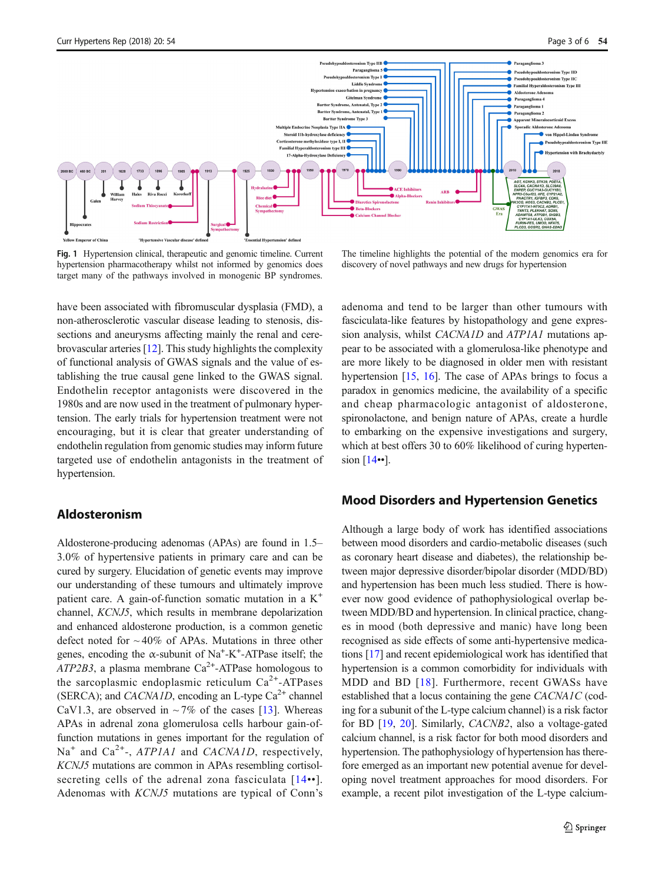**Fig. 1** Hypertension clinical, therapeutic and genomic timeline. Current hypertension pharmacotherapy whilst not informed by genomics does target many of the pathways involved in monogenic BP syndromes. The timeline highlights the potential of the modern genomics era for discovery of novel pathways and new drugs for hypertension

have been associated with fibromuscular dysplasia (FMD), a non-atherosclerotic vascular disease leading to stenosis, dissections and aneurysms affecting mainly the renal and cerebrovascular arteries [12]. This study highlights the complexity of functional analysis of GWAS signals and the value of establishing the true causal gene linked to the GWAS signal. Endothelin receptor antagonists were discovered in the 1980s and are now used in the treatment of pulmonary hypertension. The early trials for hypertension treatment were not encouraging, but it is clear that greater understanding of endothelin regulation from genomic studies may inform future targeted use of endothelin antagonists in the treatment of hypertension.

## Aldosteronism

Aldosterone-producing adenomas (APAs) are found in 1.5–3.0% of hypertensive patients in primary care and can be cured by surgery. Elucidation of genetic events may improve our understanding of these tumours and ultimately improve patient care. A gain-of-function somatic mutation in a $K^+$ channel, *KCNJ5*, which results in membrane depolarization and enhanced aldosterone production, is a common genetic defect noted for ~40% of APAs. Mutations in three other genes, encoding the α-subunit of $Na^+$-$K^+$-ATPase itself; the *ATP2B3*, a plasma membrane $Ca^{2+}$-ATPase homologous to the sarcoplasmic endoplasmic reticulum $Ca^{2+}$-ATPases (SERCA); and *CACNA1D*, encoding an L-type $Ca^{2+}$ channel CaV1.3, are observed in ~7% of the cases [13]. Whereas APAs in adrenal zona glomerulosa cells harbour gain-of-function mutations in genes important for the regulation of $Na^+$ and $Ca^{2+}$-, *ATP1A1* and *CACNA1D*, respectively, *KCNJ5* mutations are common in APAs resembling cortisol-secreting cells of the adrenal zona fasciculata [14••]. Adenomas with *KCNJ5* mutations are typical of Conn's adenoma and tend to be larger than other tumours with fasciculata-like features by histopathology and gene expression analysis, whilst *CACNA1D* and *ATP1A1* mutations appear to be associated with a glomerulosa-like phenotype and are more likely to be diagnosed in older men with resistant hypertension [15, 16]. The case of APAs brings to focus a paradox in genomics medicine, the availability of a specific and cheap pharmacologic antagonist of aldosterone, spironolactone, and benign nature of APAs, create a hurdle to embarking on the expensive investigations and surgery, which at best offers 30 to 60% likelihood of curing hypertension [14••].

## Mood Disorders and Hypertension Genetics

Although a large body of work has identified associations between mood disorders and cardio-metabolic diseases (such as coronary heart disease and diabetes), the relationship between major depressive disorder/bipolar disorder (MDD/BD) and hypertension has been much less studied. There is however now good evidence of pathophysiological overlap between MDD/BD and hypertension. In clinical practice, changes in mood (both depressive and manic) have long been recognised as side effects of some anti-hypertensive medications [17] and recent epidemiological work has identified that hypertension is a common comorbidity for individuals with MDD and BD [18]. Furthermore, recent GWASs have established that a locus containing the gene *CACNA1C* (coding for a subunit of the L-type calcium channel) is a risk factor for BD [19, 20]. Similarly, *CACNB2*, also a voltage-gated calcium channel, is a risk factor for both mood disorders and hypertension. The pathophysiology of hypertension has therefore emerged as an important new potential avenue for developing novel treatment approaches for mood disorders. For example, a recent pilot investigation of the L-type calcium-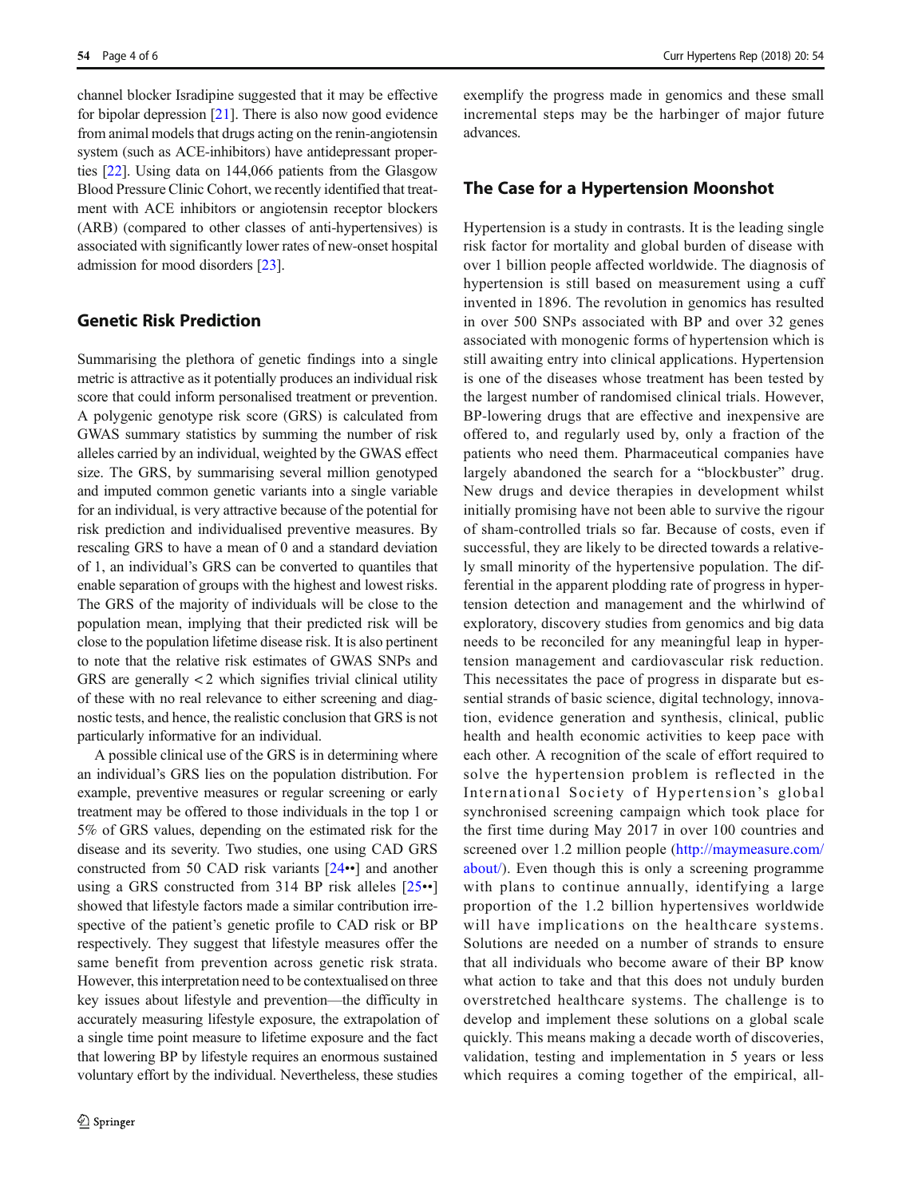channel blocker Isradipine suggested that it may be effective for bipolar depression [21]. There is also now good evidence from animal models that drugs acting on the renin-angiotensin system (such as ACE-inhibitors) have antidepressant properties [22]. Using data on 144,066 patients from the Glasgow Blood Pressure Clinic Cohort, we recently identified that treatment with ACE inhibitors or angiotensin receptor blockers (ARB) (compared to other classes of anti-hypertensives) is associated with significantly lower rates of new-onset hospital admission for mood disorders [23].

## Genetic Risk Prediction

Summarising the plethora of genetic findings into a single metric is attractive as it potentially produces an individual risk score that could inform personalised treatment or prevention. A polygenic genotype risk score (GRS) is calculated from GWAS summary statistics by summing the number of risk alleles carried by an individual, weighted by the GWAS effect size. The GRS, by summarising several million genotyped and imputed common genetic variants into a single variable for an individual, is very attractive because of the potential for risk prediction and individualised preventive measures. By rescaling GRS to have a mean of 0 and a standard deviation of 1, an individual's GRS can be converted to quantiles that enable separation of groups with the highest and lowest risks. The GRS of the majority of individuals will be close to the population mean, implying that their predicted risk will be close to the population lifetime disease risk. It is also pertinent to note that the relative risk estimates of GWAS SNPs and GRS are generally $< 2$ which signifies trivial clinical utility of these with no real relevance to either screening and diagnostic tests, and hence, the realistic conclusion that GRS is not particularly informative for an individual.

A possible clinical use of the GRS is in determining where an individual's GRS lies on the population distribution. For example, preventive measures or regular screening or early treatment may be offered to those individuals in the top 1 or 5% of GRS values, depending on the estimated risk for the disease and its severity. Two studies, one using CAD GRS constructed from 50 CAD risk variants [24••] and another using a GRS constructed from 314 BP risk alleles [25••] showed that lifestyle factors made a similar contribution irrespective of the patient's genetic profile to CAD risk or BP respectively. They suggest that lifestyle measures offer the same benefit from prevention across genetic risk strata. However, this interpretation need to be contextualised on three key issues about lifestyle and prevention—the difficulty in accurately measuring lifestyle exposure, the extrapolation of a single time point measure to lifetime exposure and the fact that lowering BP by lifestyle requires an enormous sustained voluntary effort by the individual. Nevertheless, these studies exemplify the progress made in genomics and these small incremental steps may be the harbinger of major future advances.

## The Case for a Hypertension Moonshot

Hypertension is a study in contrasts. It is the leading single risk factor for mortality and global burden of disease with over 1 billion people affected worldwide. The diagnosis of hypertension is still based on measurement using a cuff invented in 1896. The revolution in genomics has resulted in over 500 SNPs associated with BP and over 32 genes associated with monogenic forms of hypertension which is still awaiting entry into clinical applications. Hypertension is one of the diseases whose treatment has been tested by the largest number of randomised clinical trials. However, BP-lowering drugs that are effective and inexpensive are offered to, and regularly used by, only a fraction of the patients who need them. Pharmaceutical companies have largely abandoned the search for a "blockbuster" drug. New drugs and device therapies in development whilst initially promising have not been able to survive the rigour of sham-controlled trials so far. Because of costs, even if successful, they are likely to be directed towards a relatively small minority of the hypertensive population. The differential in the apparent plodding rate of progress in hypertension detection and management and the whirlwind of exploratory, discovery studies from genomics and big data needs to be reconciled for any meaningful leap in hypertension management and cardiovascular risk reduction. This necessitates the pace of progress in disparate but essential strands of basic science, digital technology, innovation, evidence generation and synthesis, clinical, public health and health economic activities to keep pace with each other. A recognition of the scale of effort required to solve the hypertension problem is reflected in the International Society of Hypertension's global synchronised screening campaign which took place for the first time during May 2017 in over 100 countries and screened over 1.2 million people (http://maymeasure.com/about/). Even though this is only a screening programme with plans to continue annually, identifying a large proportion of the 1.2 billion hypertensives worldwide will have implications on the healthcare systems. Solutions are needed on a number of strands to ensure that all individuals who become aware of their BP know what action to take and that this does not unduly burden overstretched healthcare systems. The challenge is to develop and implement these solutions on a global scale quickly. This means making a decade worth of discoveries, validation, testing and implementation in 5 years or less which requires a coming together of the empirical, all-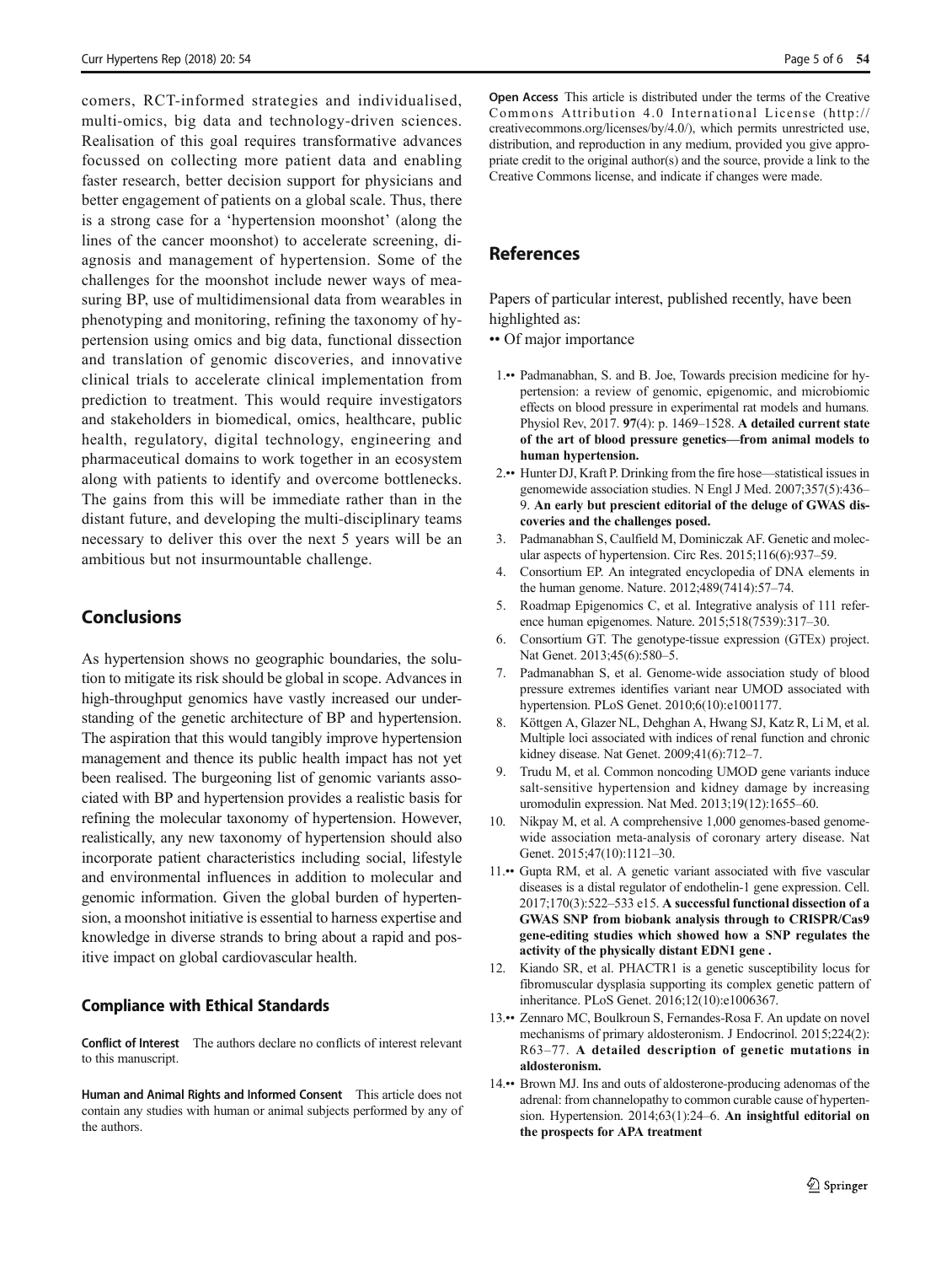comers, RCT-informed strategies and individualised, multi-omics, big data and technology-driven sciences. Realisation of this goal requires transformative advances focussed on collecting more patient data and enabling faster research, better decision support for physicians and better engagement of patients on a global scale. Thus, there is a strong case for a 'hypertension moonshot' (along the lines of the cancer moonshot) to accelerate screening, diagnosis and management of hypertension. Some of the challenges for the moonshot include newer ways of measuring BP, use of multidimensional data from wearables in phenotyping and monitoring, refining the taxonomy of hypertension using omics and big data, functional dissection and translation of genomic discoveries, and innovative clinical trials to accelerate clinical implementation from prediction to treatment. This would require investigators and stakeholders in biomedical, omics, healthcare, public health, regulatory, digital technology, engineering and pharmaceutical domains to work together in an ecosystem along with patients to identify and overcome bottlenecks. The gains from this will be immediate rather than in the distant future, and developing the multi-disciplinary teams necessary to deliver this over the next 5 years will be an ambitious but not insurmountable challenge.

## Conclusions

As hypertension shows no geographic boundaries, the solution to mitigate its risk should be global in scope. Advances in high-throughput genomics have vastly increased our understanding of the genetic architecture of BP and hypertension. The aspiration that this would tangibly improve hypertension management and thence its public health impact has not yet been realised. The burgeoning list of genomic variants associated with BP and hypertension provides a realistic basis for refining the molecular taxonomy of hypertension. However, realistically, any new taxonomy of hypertension should also incorporate patient characteristics including social, lifestyle and environmental influences in addition to molecular and genomic information. Given the global burden of hypertension, a moonshot initiative is essential to harness expertise and knowledge in diverse strands to bring about a rapid and positive impact on global cardiovascular health.

### Compliance with Ethical Standards

**Conflict of Interest** The authors declare no conflicts of interest relevant to this manuscript.

**Human and Animal Rights and Informed Consent** This article does not contain any studies with human or animal subjects performed by any of the authors.

**Open Access** This article is distributed under the terms of the Creative Commons Attribution 4.0 International License (http://creativecommons.org/licenses/by/4.0/), which permits unrestricted use, distribution, and reproduction in any medium, provided you give appropriate credit to the original author(s) and the source, provide a link to the Creative Commons license, and indicate if changes were made.

## References

Papers of particular interest, published recently, have been highlighted as:

•• Of major importance

1.•• Padmanabhan, S. and B. Joe, Towards precision medicine for hypertension: a review of genomic, epigenomic, and microbiomic effects on blood pressure in experimental rat models and humans. Physiol Rev, 2017. **97**(4): p. 1469–1528. **A detailed current state of the art of blood pressure genetics—from animal models to human hypertension.**
2.•• Hunter DJ, Kraft P. Drinking from the fire hose—statistical issues in genomewide association studies. N Engl J Med. 2007;357(5):436–9. **An early but prescient editorial of the deluge of GWAS discoveries and the challenges posed.**
3. Padmanabhan S, Caulfield M, Dominiczak AF. Genetic and molecular aspects of hypertension. Circ Res. 2015;116(6):937–59.
4. Consortium EP. An integrated encyclopedia of DNA elements in the human genome. Nature. 2012;489(7414):57–74.
5. Roadmap Epigenomics C, et al. Integrative analysis of 111 reference human epigenomes. Nature. 2015;518(7539):317–30.
6. Consortium GT. The genotype-tissue expression (GTEx) project. Nat Genet. 2013;45(6):580–5.
7. Padmanabhan S, et al. Genome-wide association study of blood pressure extremes identifies variant near UMOD associated with hypertension. PLoS Genet. 2010;6(10):e1001177.
8. Köttgen A, Glazer NL, Dehghan A, Hwang SJ, Katz R, Li M, et al. Multiple loci associated with indices of renal function and chronic kidney disease. Nat Genet. 2009;41(6):712–7.
9. Trudu M, et al. Common noncoding UMOD gene variants induce salt-sensitive hypertension and kidney damage by increasing uromodulin expression. Nat Med. 2013;19(12):1655–60.
10. Nikpay M, et al. A comprehensive 1,000 genomes-based genome-wide association meta-analysis of coronary artery disease. Nat Genet. 2015;47(10):1121–30.
11.•• Gupta RM, et al. A genetic variant associated with five vascular diseases is a distal regulator of endothelin-1 gene expression. Cell. 2017;170(3):522–533 e15. **A successful functional dissection of a GWAS SNP from biobank analysis through to CRISPR/Cas9 gene-editing studies which showed how a SNP regulates the activity of the physically distant EDN1 gene .**
12. Kiando SR, et al. PHACTR1 is a genetic susceptibility locus for fibromuscular dysplasia supporting its complex genetic pattern of inheritance. PLoS Genet. 2016;12(10):e1006367.
13.•• Zennaro MC, Boulkroun S, Fernandes-Rosa F. An update on novel mechanisms of primary aldosteronism. J Endocrinol. 2015;224(2): R63–77. **A detailed description of genetic mutations in aldosteronism.**
14.•• Brown MJ. Ins and outs of aldosterone-producing adenomas of the adrenal: from channelopathy to common curable cause of hypertension. Hypertension. 2014;63(1):24–6. **An insightful editorial on the prospects for APA treatment**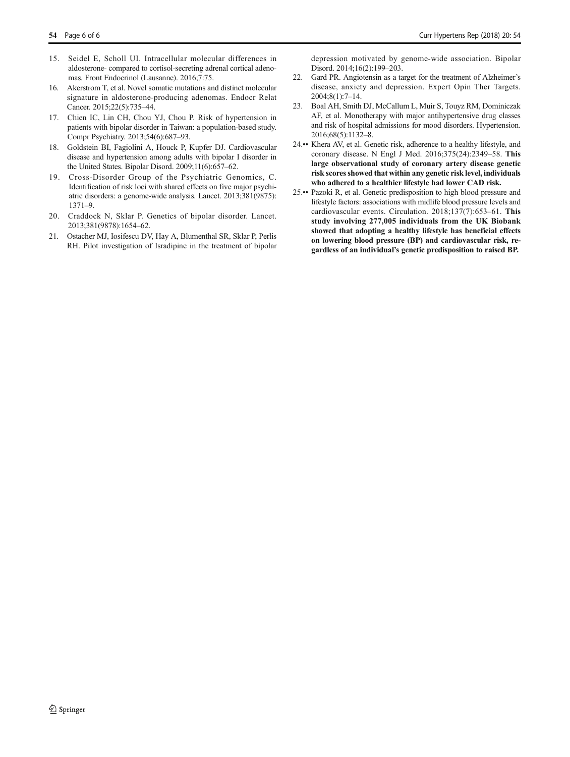15. Seidel E, Scholl UI. Intracellular molecular differences in aldosterone- compared to cortisol-secreting adrenal cortical adenomas. Front Endocrinol (Lausanne). 2016;7:75.
16. Akerstrom T, et al. Novel somatic mutations and distinct molecular signature in aldosterone-producing adenomas. Endocr Relat Cancer. 2015;22(5):735–44.
17. Chien IC, Lin CH, Chou YJ, Chou P. Risk of hypertension in patients with bipolar disorder in Taiwan: a population-based study. Compr Psychiatry. 2013;54(6):687–93.
18. Goldstein BI, Fagiolini A, Houck P, Kupfer DJ. Cardiovascular disease and hypertension among adults with bipolar I disorder in the United States. Bipolar Disord. 2009;11(6):657–62.
19. Cross-Disorder Group of the Psychiatric Genomics, C. Identification of risk loci with shared effects on five major psychiatric disorders: a genome-wide analysis. Lancet. 2013;381(9875):1371–9.
20. Craddock N, Sklar P. Genetics of bipolar disorder. Lancet. 2013;381(9878):1654–62.
21. Ostacher MJ, Iosifescu DV, Hay A, Blumenthal SR, Sklar P, Perlis RH. Pilot investigation of Isradipine in the treatment of bipolar depression motivated by genome-wide association. Bipolar Disord. 2014;16(2):199–203.
22. Gard PR. Angiotensin as a target for the treatment of Alzheimer's disease, anxiety and depression. Expert Opin Ther Targets. 2004;8(1):7–14.
23. Boal AH, Smith DJ, McCallum L, Muir S, Touyz RM, Dominiczak AF, et al. Monotherapy with major antihypertensive drug classes and risk of hospital admissions for mood disorders. Hypertension. 2016;68(5):1132–8.
24.•• Khera AV, et al. Genetic risk, adherence to a healthy lifestyle, and coronary disease. N Engl J Med. 2016;375(24):2349–58. **This large observational study of coronary artery disease genetic risk scores showed that within any genetic risk level, individuals who adhered to a healthier lifestyle had lower CAD risk.**
25.•• Pazoki R, et al. Genetic predisposition to high blood pressure and lifestyle factors: associations with midlife blood pressure levels and cardiovascular events. Circulation. 2018;137(7):653–61. **This study involving 277,005 individuals from the UK Biobank showed that adopting a healthy lifestyle has beneficial effects on lowering blood pressure (BP) and cardiovascular risk, regardless of an individual's genetic predisposition to raised BP.**